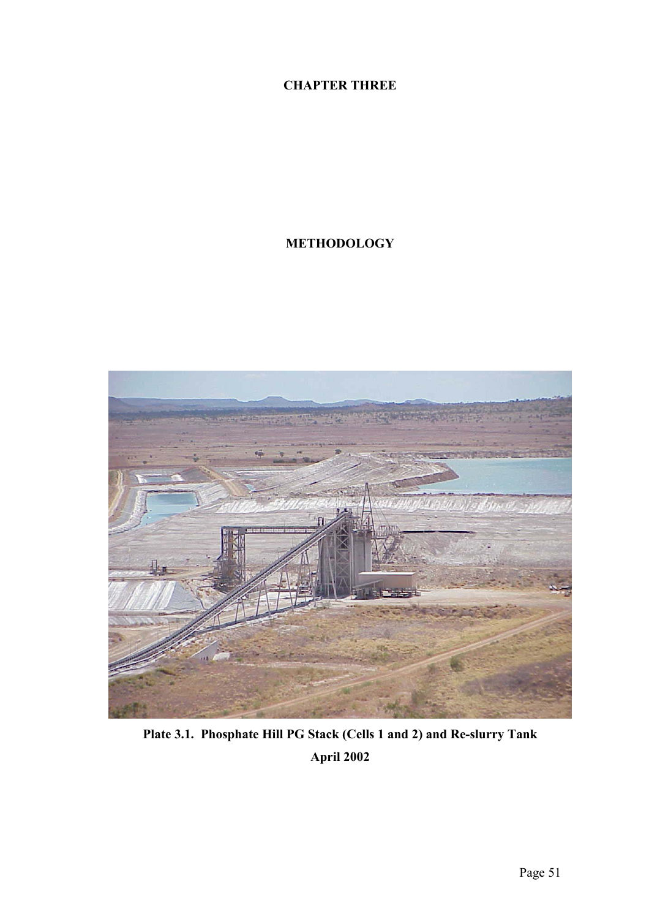# CHAPTER THREE

# METHODOLOGY

**Plate 3.1. Phosphate Hill PG Stack (Cells 1 and 2) and Re-slurry Tank April 2002**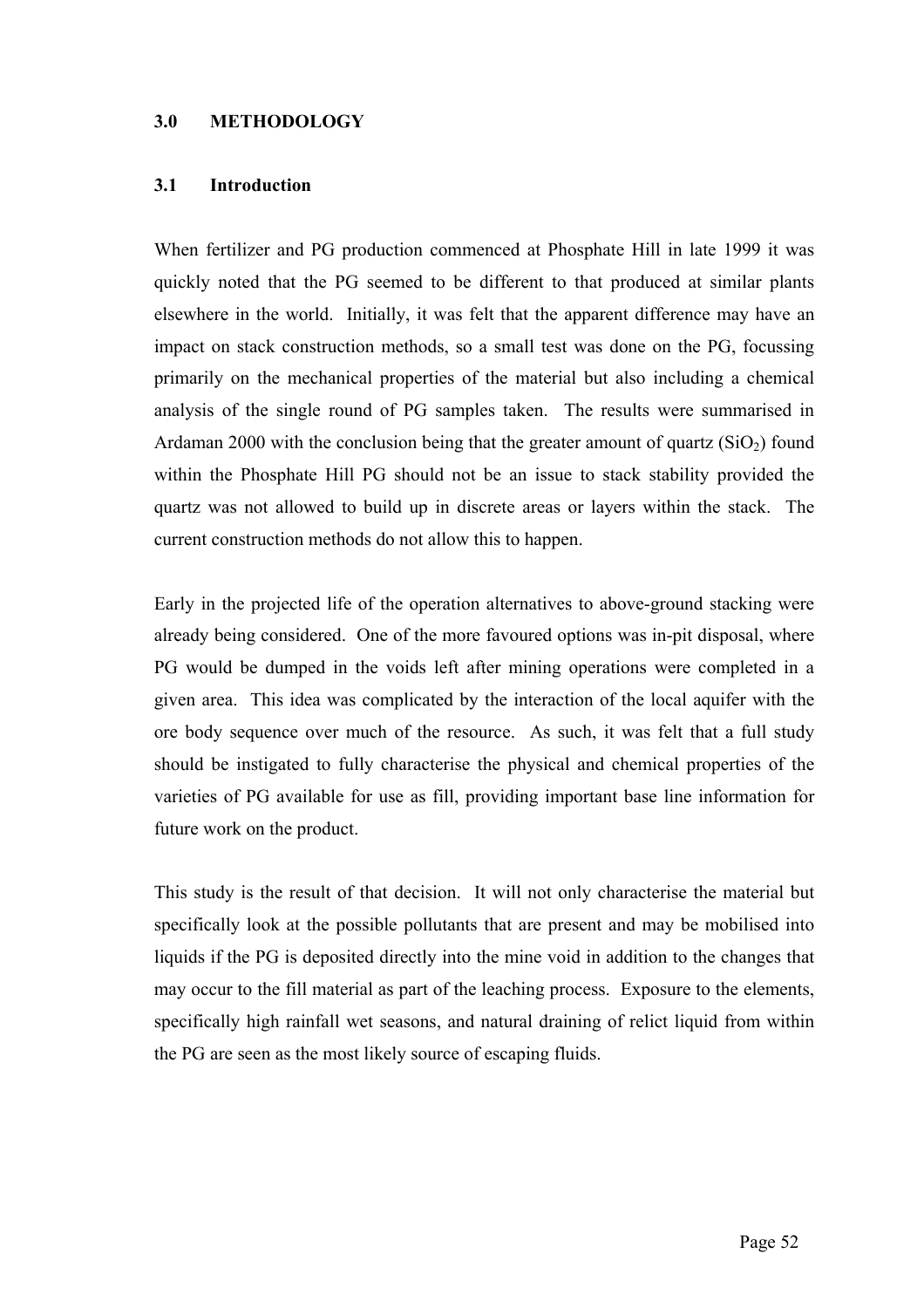## 3.0 METHODOLOGY

### 3.1 Introduction

When fertilizer and PG production commenced at Phosphate Hill in late 1999 it was quickly noted that the PG seemed to be different to that produced at similar plants elsewhere in the world. Initially, it was felt that the apparent difference may have an impact on stack construction methods, so a small test was done on the PG, focussing primarily on the mechanical properties of the material but also including a chemical analysis of the single round of PG samples taken. The results were summarised in Ardaman 2000 with the conclusion being that the greater amount of quartz ($SiO_2$) found within the Phosphate Hill PG should not be an issue to stack stability provided the quartz was not allowed to build up in discrete areas or layers within the stack. The current construction methods do not allow this to happen.

Early in the projected life of the operation alternatives to above-ground stacking were already being considered. One of the more favoured options was in-pit disposal, where PG would be dumped in the voids left after mining operations were completed in a given area. This idea was complicated by the interaction of the local aquifer with the ore body sequence over much of the resource. As such, it was felt that a full study should be instigated to fully characterise the physical and chemical properties of the varieties of PG available for use as fill, providing important base line information for future work on the product.

This study is the result of that decision. It will not only characterise the material but specifically look at the possible pollutants that are present and may be mobilised into liquids if the PG is deposited directly into the mine void in addition to the changes that may occur to the fill material as part of the leaching process. Exposure to the elements, specifically high rainfall wet seasons, and natural draining of relict liquid from within the PG are seen as the most likely source of escaping fluids.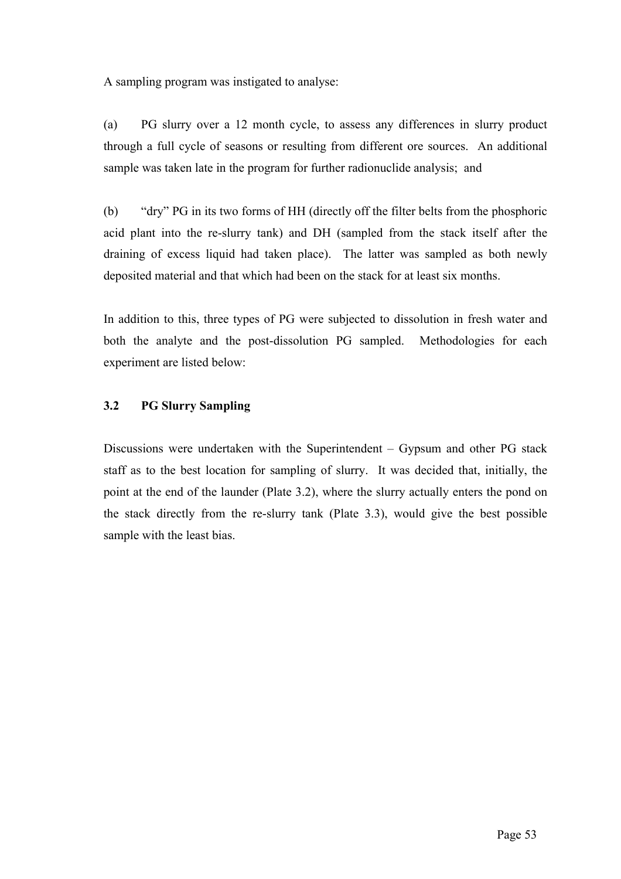A sampling program was instigated to analyse:

(a) PG slurry over a 12 month cycle, to assess any differences in slurry product through a full cycle of seasons or resulting from different ore sources. An additional sample was taken late in the program for further radionuclide analysis; and

(b) "dry" PG in its two forms of HH (directly off the filter belts from the phosphoric acid plant into the re-slurry tank) and DH (sampled from the stack itself after the draining of excess liquid had taken place). The latter was sampled as both newly deposited material and that which had been on the stack for at least six months.

In addition to this, three types of PG were subjected to dissolution in fresh water and both the analyte and the post-dissolution PG sampled. Methodologies for each experiment are listed below:

### 3.2 PG Slurry Sampling

Discussions were undertaken with the Superintendent – Gypsum and other PG stack staff as to the best location for sampling of slurry. It was decided that, initially, the point at the end of the launder (Plate 3.2), where the slurry actually enters the pond on the stack directly from the re-slurry tank (Plate 3.3), would give the best possible sample with the least bias.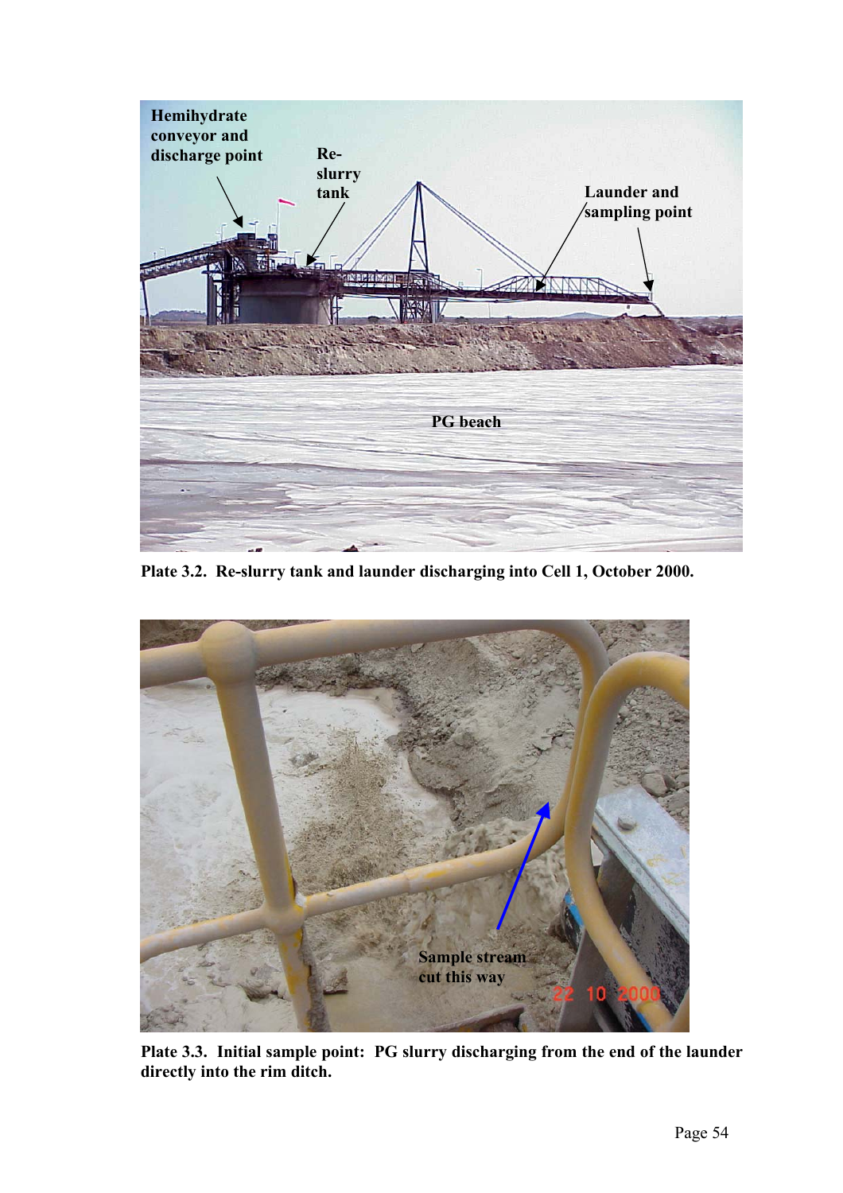Plate 3.2. Re-slurry tank and launder discharging into Cell 1, October 2000.

Plate 3.3. Initial sample point: PG slurry discharging from the end of the launder directly into the rim ditch.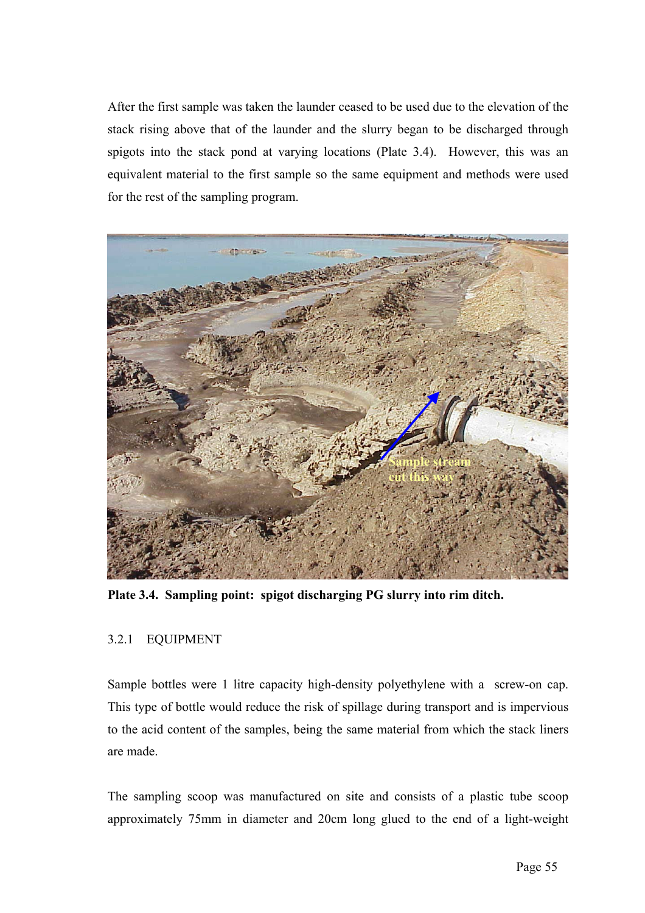After the first sample was taken the launder ceased to be used due to the elevation of the stack rising above that of the launder and the slurry began to be discharged through spigots into the stack pond at varying locations (Plate 3.4). However, this was an equivalent material to the first sample so the same equipment and methods were used for the rest of the sampling program.

**Plate 3.4. Sampling point: spigot discharging PG slurry into rim ditch.**

### 3.2.1 EQUIPMENT

Sample bottles were 1 litre capacity high-density polyethylene with a screw-on cap. This type of bottle would reduce the risk of spillage during transport and is impervious to the acid content of the samples, being the same material from which the stack liners are made.

The sampling scoop was manufactured on site and consists of a plastic tube scoop approximately 75mm in diameter and 20cm long glued to the end of a light-weight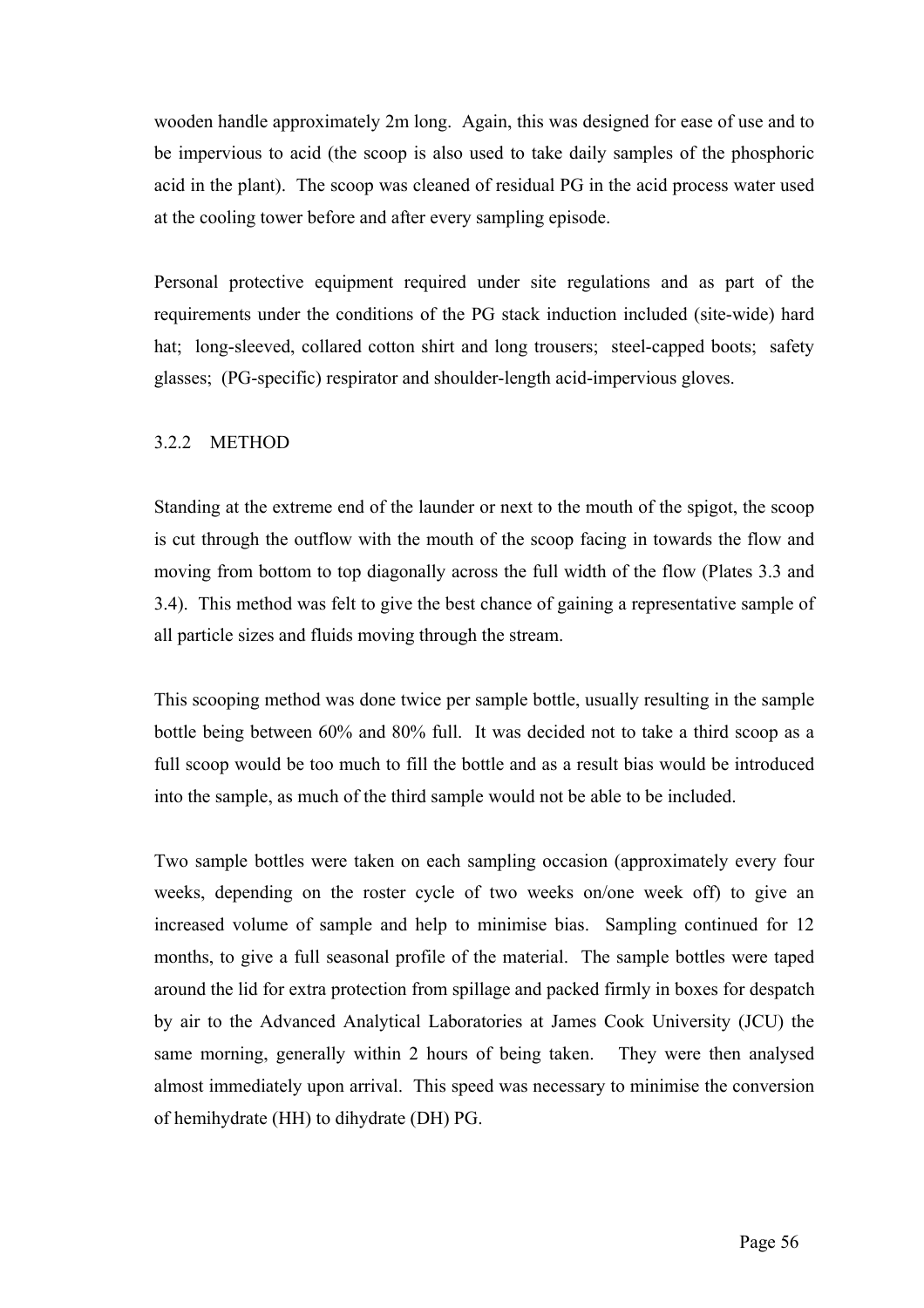wooden handle approximately 2m long. Again, this was designed for ease of use and to be impervious to acid (the scoop is also used to take daily samples of the phosphoric acid in the plant). The scoop was cleaned of residual PG in the acid process water used at the cooling tower before and after every sampling episode.

Personal protective equipment required under site regulations and as part of the requirements under the conditions of the PG stack induction included (site-wide) hard hat; long-sleeved, collared cotton shirt and long trousers; steel-capped boots; safety glasses; (PG-specific) respirator and shoulder-length acid-impervious gloves.

### 3.2.2 METHOD

Standing at the extreme end of the launder or next to the mouth of the spigot, the scoop is cut through the outflow with the mouth of the scoop facing in towards the flow and moving from bottom to top diagonally across the full width of the flow (Plates 3.3 and 3.4). This method was felt to give the best chance of gaining a representative sample of all particle sizes and fluids moving through the stream.

This scooping method was done twice per sample bottle, usually resulting in the sample bottle being between 60% and 80% full. It was decided not to take a third scoop as a full scoop would be too much to fill the bottle and as a result bias would be introduced into the sample, as much of the third sample would not be able to be included.

Two sample bottles were taken on each sampling occasion (approximately every four weeks, depending on the roster cycle of two weeks on/one week off) to give an increased volume of sample and help to minimise bias. Sampling continued for 12 months, to give a full seasonal profile of the material. The sample bottles were taped around the lid for extra protection from spillage and packed firmly in boxes for despatch by air to the Advanced Analytical Laboratories at James Cook University (JCU) the same morning, generally within 2 hours of being taken. They were then analysed almost immediately upon arrival. This speed was necessary to minimise the conversion of hemihydrate (HH) to dihydrate (DH) PG.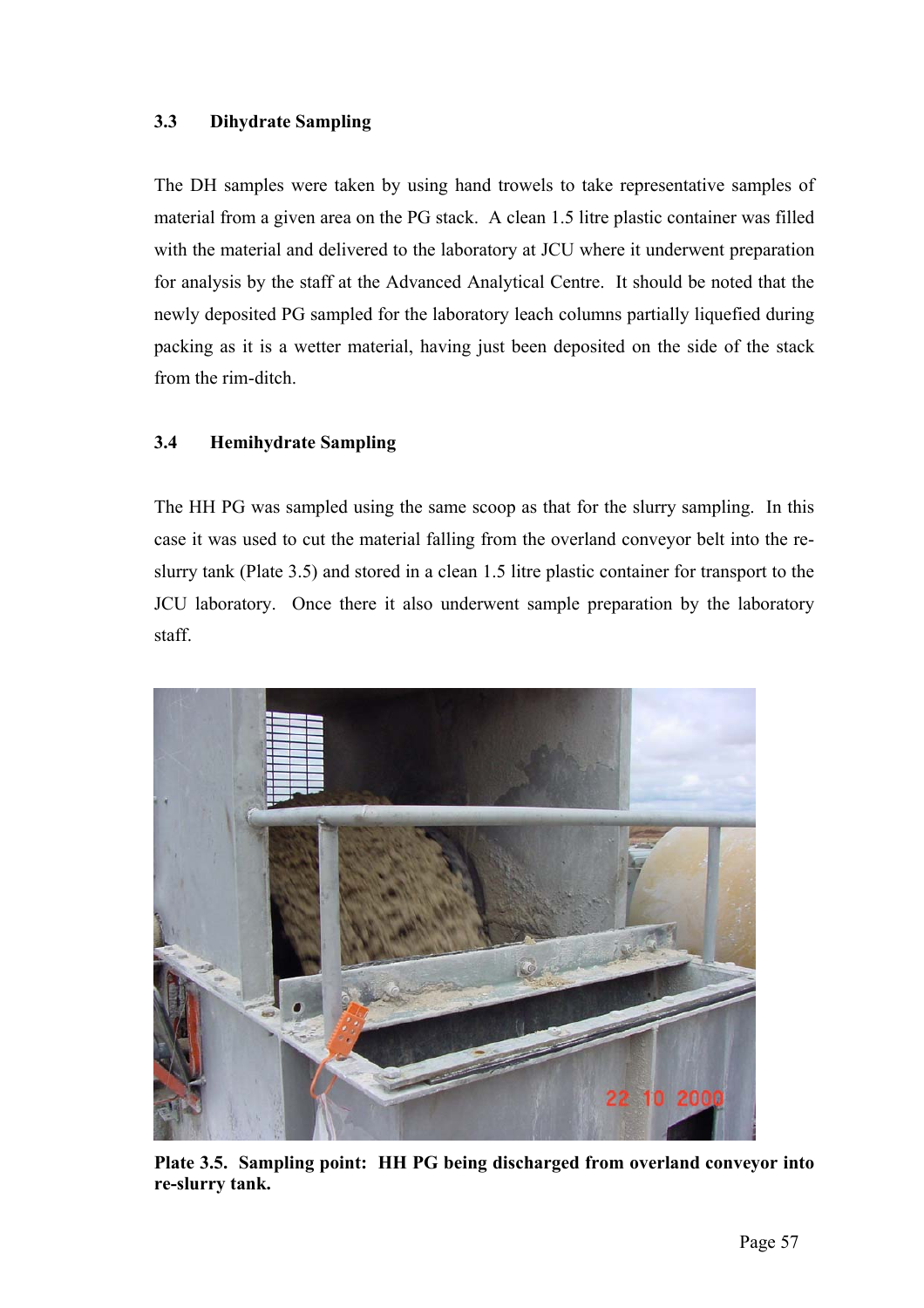### 3.3 Dihydrate Sampling

The DH samples were taken by using hand trowels to take representative samples of material from a given area on the PG stack. A clean 1.5 litre plastic container was filled with the material and delivered to the laboratory at JCU where it underwent preparation for analysis by the staff at the Advanced Analytical Centre. It should be noted that the newly deposited PG sampled for the laboratory leach columns partially liquefied during packing as it is a wetter material, having just been deposited on the side of the stack from the rim-ditch.

### 3.4 Hemihydrate Sampling

The HH PG was sampled using the same scoop as that for the slurry sampling. In this case it was used to cut the material falling from the overland conveyor belt into the re-slurry tank (Plate 3.5) and stored in a clean 1.5 litre plastic container for transport to the JCU laboratory. Once there it also underwent sample preparation by the laboratory staff.

**Plate 3.5. Sampling point: HH PG being discharged from overland conveyor into re-slurry tank.**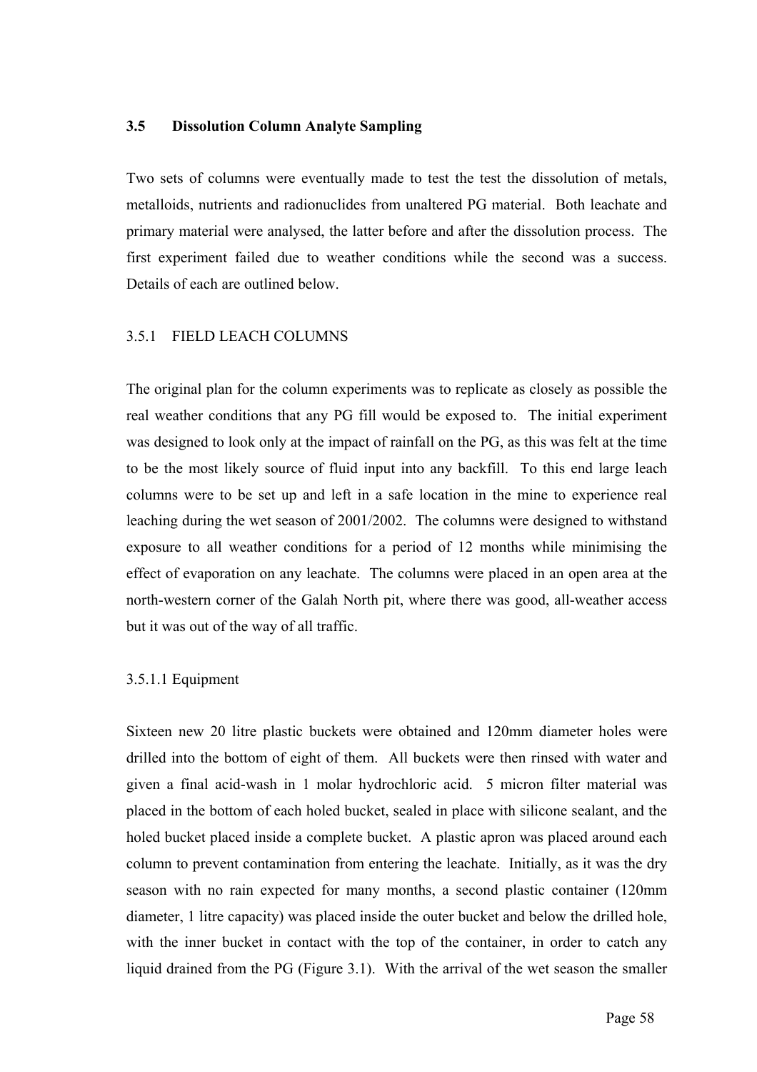### 3.5 Dissolution Column Analyte Sampling

Two sets of columns were eventually made to test the test the dissolution of metals, metalloids, nutrients and radionuclides from unaltered PG material. Both leachate and primary material were analysed, the latter before and after the dissolution process. The first experiment failed due to weather conditions while the second was a success. Details of each are outlined below.

#### 3.5.1 FIELD LEACH COLUMNS

The original plan for the column experiments was to replicate as closely as possible the real weather conditions that any PG fill would be exposed to. The initial experiment was designed to look only at the impact of rainfall on the PG, as this was felt at the time to be the most likely source of fluid input into any backfill. To this end large leach columns were to be set up and left in a safe location in the mine to experience real leaching during the wet season of 2001/2002. The columns were designed to withstand exposure to all weather conditions for a period of 12 months while minimising the effect of evaporation on any leachate. The columns were placed in an open area at the north-western corner of the Galah North pit, where there was good, all-weather access but it was out of the way of all traffic.

##### 3.5.1.1 Equipment

Sixteen new 20 litre plastic buckets were obtained and 120mm diameter holes were drilled into the bottom of eight of them. All buckets were then rinsed with water and given a final acid-wash in 1 molar hydrochloric acid. 5 micron filter material was placed in the bottom of each holed bucket, sealed in place with silicone sealant, and the holed bucket placed inside a complete bucket. A plastic apron was placed around each column to prevent contamination from entering the leachate. Initially, as it was the dry season with no rain expected for many months, a second plastic container (120mm diameter, 1 litre capacity) was placed inside the outer bucket and below the drilled hole, with the inner bucket in contact with the top of the container, in order to catch any liquid drained from the PG (Figure 3.1). With the arrival of the wet season the smaller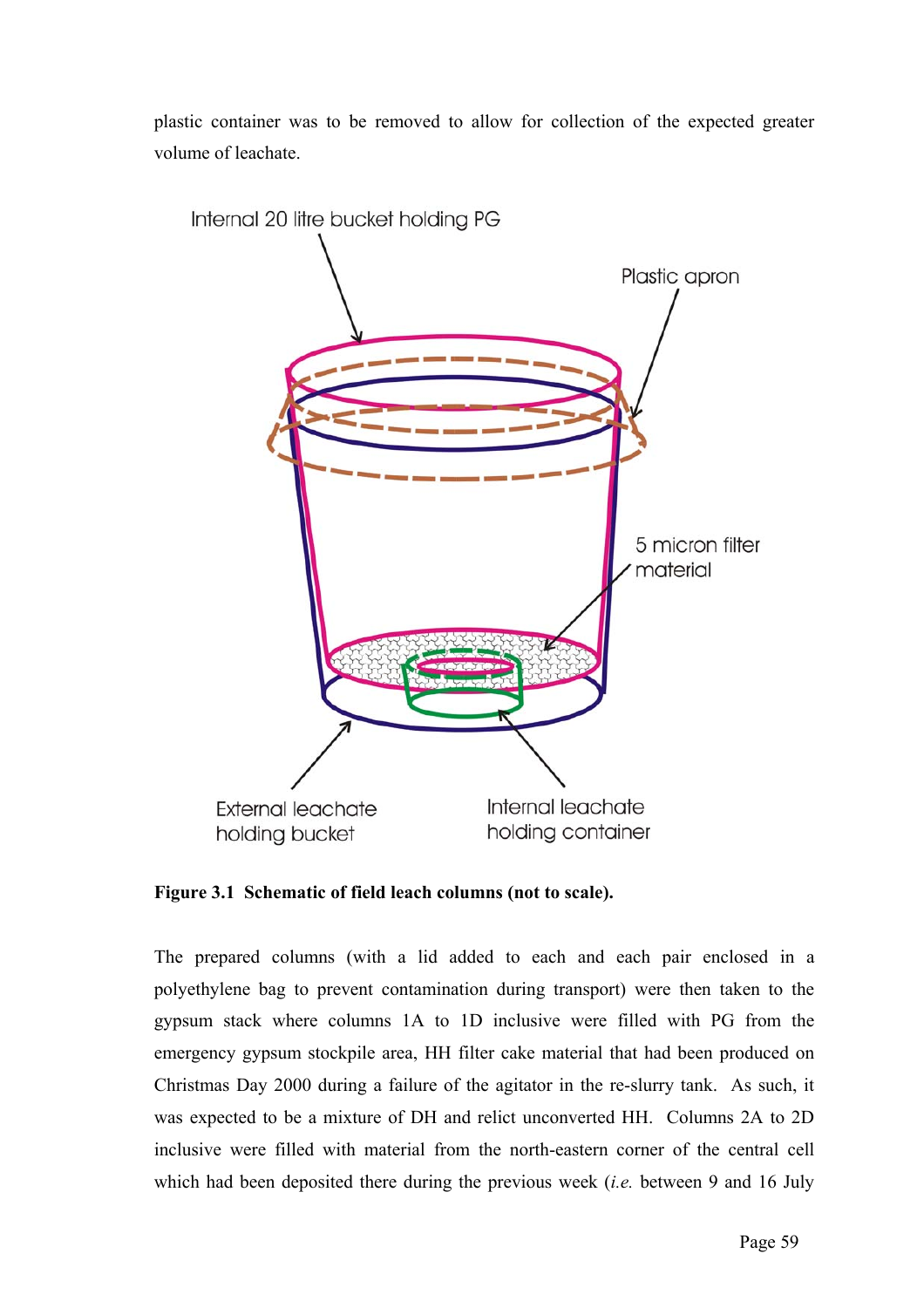plastic container was to be removed to allow for collection of the expected greater volume of leachate.

**Figure 3.1 Schematic of field leach columns (not to scale).**

The prepared columns (with a lid added to each and each pair enclosed in a polyethylene bag to prevent contamination during transport) were then taken to the gypsum stack where columns 1A to 1D inclusive were filled with PG from the emergency gypsum stockpile area, HH filter cake material that had been produced on Christmas Day 2000 during a failure of the agitator in the re-slurry tank. As such, it was expected to be a mixture of DH and relict unconverted HH. Columns 2A to 2D inclusive were filled with material from the north-eastern corner of the central cell which had been deposited there during the previous week (*i.e.* between 9 and 16 July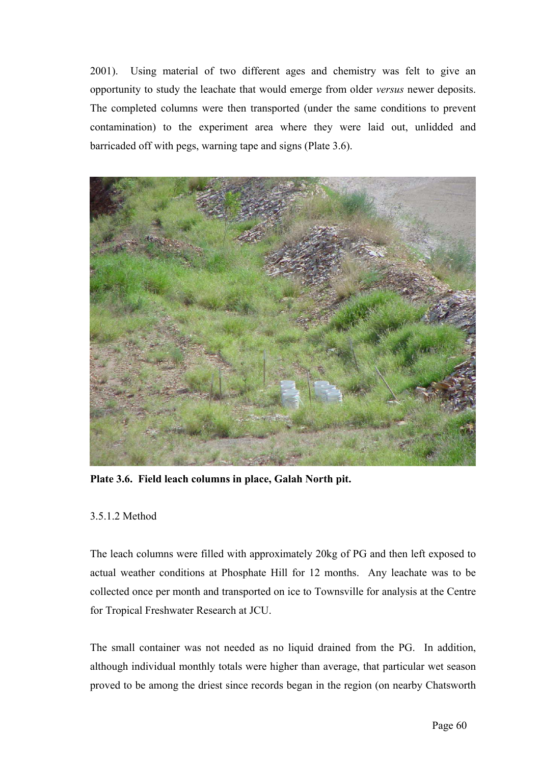2001). Using material of two different ages and chemistry was felt to give an opportunity to study the leachate that would emerge from older *versus* newer deposits. The completed columns were then transported (under the same conditions to prevent contamination) to the experiment area where they were laid out, unlidded and barricaded off with pegs, warning tape and signs (Plate 3.6).

**Plate 3.6. Field leach columns in place, Galah North pit.**

3.5.1.2 Method

The leach columns were filled with approximately 20kg of PG and then left exposed to actual weather conditions at Phosphate Hill for 12 months. Any leachate was to be collected once per month and transported on ice to Townsville for analysis at the Centre for Tropical Freshwater Research at JCU.

The small container was not needed as no liquid drained from the PG. In addition, although individual monthly totals were higher than average, that particular wet season proved to be among the driest since records began in the region (on nearby Chatsworth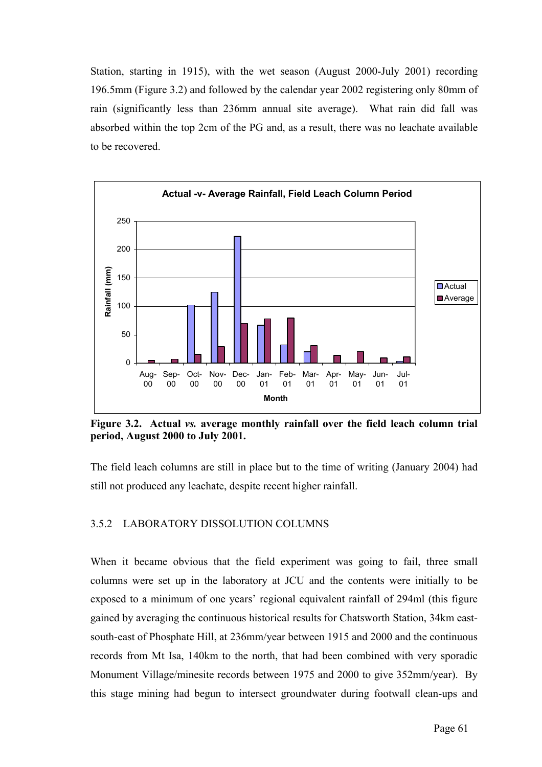Station, starting in 1915), with the wet season (August 2000-July 2001) recording 196.5mm (Figure 3.2) and followed by the calendar year 2002 registering only 80mm of rain (significantly less than 236mm annual site average). What rain did fall was absorbed within the top 2cm of the PG and, as a result, there was no leachate available to be recovered.

**Figure 3.2. Actual *vs.* average monthly rainfall over the field leach column trial period, August 2000 to July 2001.**

The field leach columns are still in place but to the time of writing (January 2004) had still not produced any leachate, despite recent higher rainfall.

### 3.5.2 LABORATORY DISSOLUTION COLUMNS

When it became obvious that the field experiment was going to fail, three small columns were set up in the laboratory at JCU and the contents were initially to be exposed to a minimum of one years' regional equivalent rainfall of 294ml (this figure gained by averaging the continuous historical results for Chatsworth Station, 34km east-south-east of Phosphate Hill, at 236mm/year between 1915 and 2000 and the continuous records from Mt Isa, 140km to the north, that had been combined with very sporadic Monument Village/minesite records between 1975 and 2000 to give 352mm/year). By this stage mining had begun to intersect groundwater during footwall clean-ups and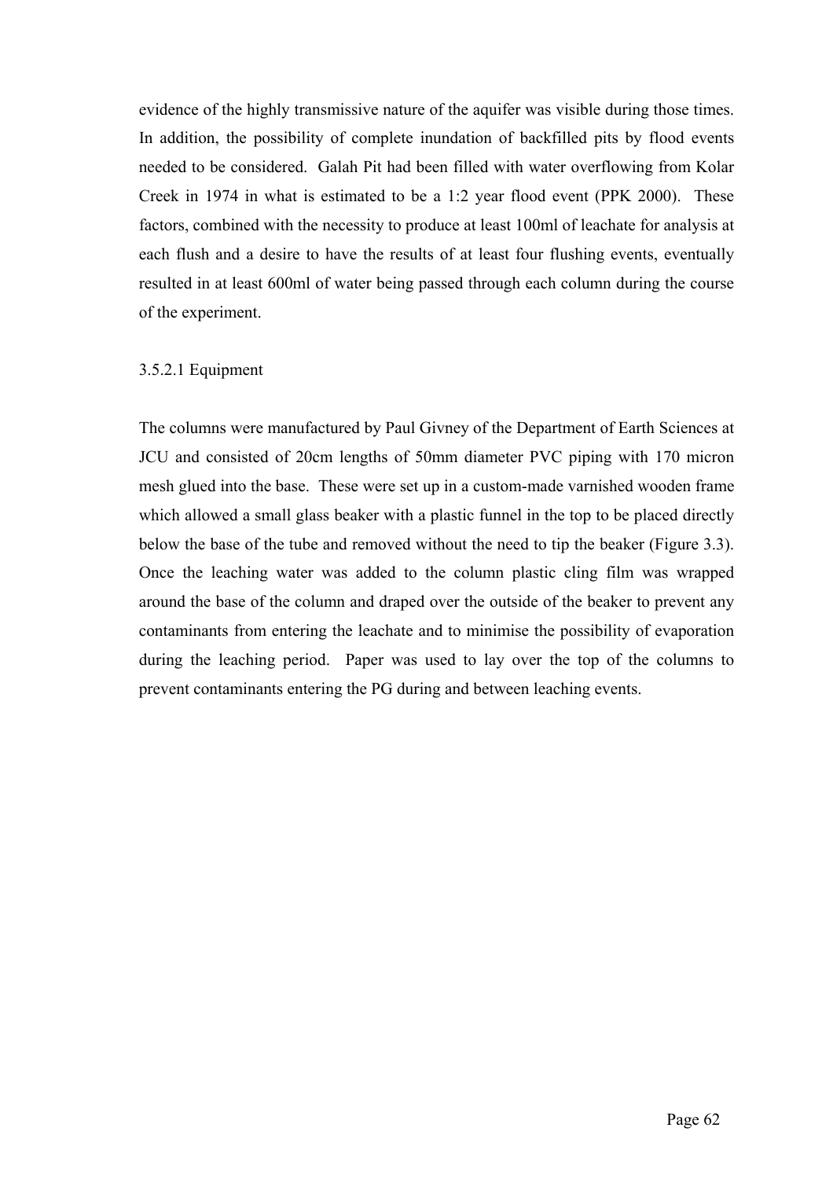evidence of the highly transmissive nature of the aquifer was visible during those times. In addition, the possibility of complete inundation of backfilled pits by flood events needed to be considered. Galah Pit had been filled with water overflowing from Kolar Creek in 1974 in what is estimated to be a 1:2 year flood event (PPK 2000). These factors, combined with the necessity to produce at least 100ml of leachate for analysis at each flush and a desire to have the results of at least four flushing events, eventually resulted in at least 600ml of water being passed through each column during the course of the experiment.

#### 3.5.2.1 Equipment

The columns were manufactured by Paul Givney of the Department of Earth Sciences at JCU and consisted of 20cm lengths of 50mm diameter PVC piping with 170 micron mesh glued into the base. These were set up in a custom-made varnished wooden frame which allowed a small glass beaker with a plastic funnel in the top to be placed directly below the base of the tube and removed without the need to tip the beaker (Figure 3.3). Once the leaching water was added to the column plastic cling film was wrapped around the base of the column and draped over the outside of the beaker to prevent any contaminants from entering the leachate and to minimise the possibility of evaporation during the leaching period. Paper was used to lay over the top of the columns to prevent contaminants entering the PG during and between leaching events.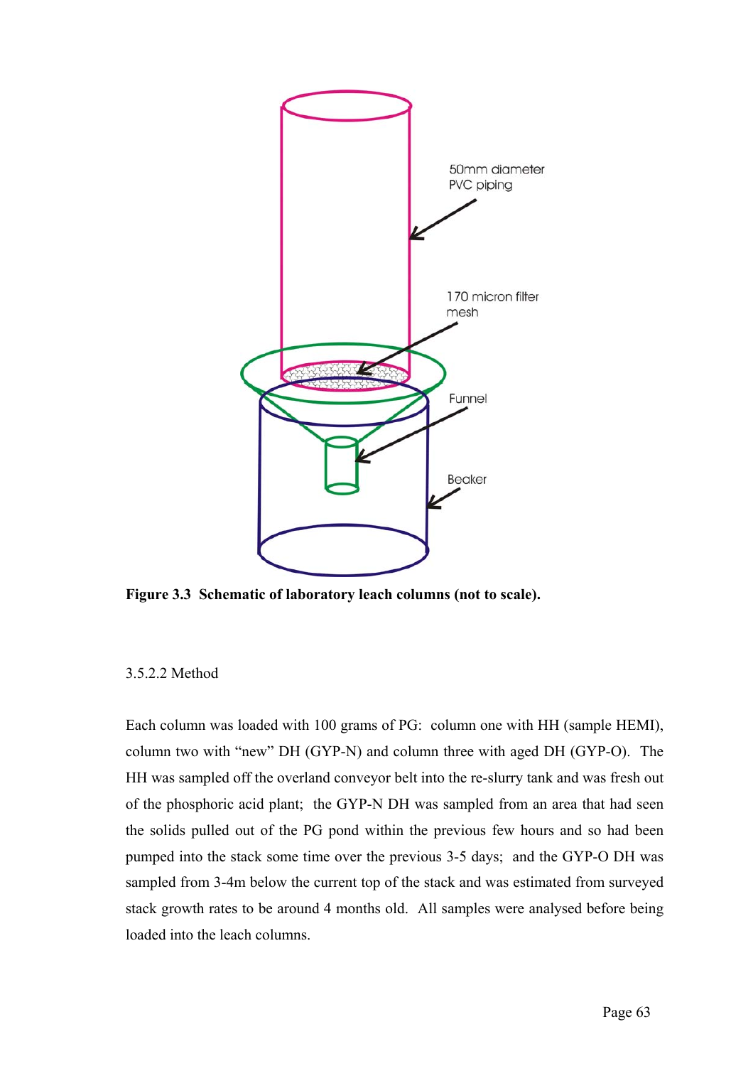50mm diameter PVC piping

170 micron filter mesh

Funnel

Beaker

**Figure 3.3 Schematic of laboratory leach columns (not to scale).**

3.5.2.2 Method

Each column was loaded with 100 grams of PG: column one with HH (sample HEMI), column two with "new" DH (GYP-N) and column three with aged DH (GYP-O). The HH was sampled off the overland conveyor belt into the re-slurry tank and was fresh out of the phosphoric acid plant; the GYP-N DH was sampled from an area that had seen the solids pulled out of the PG pond within the previous few hours and so had been pumped into the stack some time over the previous 3-5 days; and the GYP-O DH was sampled from 3-4m below the current top of the stack and was estimated from surveyed stack growth rates to be around 4 months old. All samples were analysed before being loaded into the leach columns.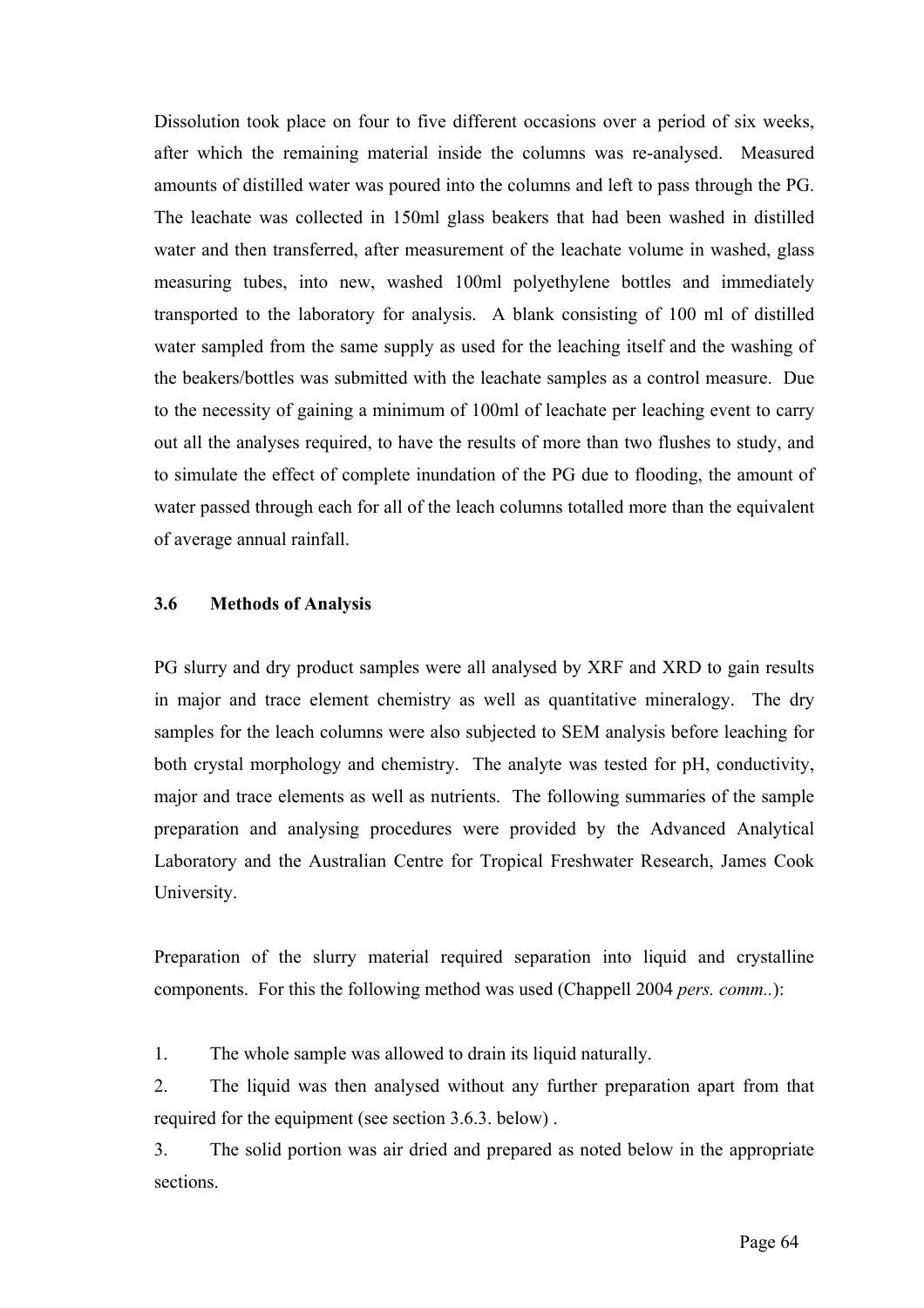Dissolution took place on four to five different occasions over a period of six weeks, after which the remaining material inside the columns was re-analysed. Measured amounts of distilled water was poured into the columns and left to pass through the PG. The leachate was collected in 150ml glass beakers that had been washed in distilled water and then transferred, after measurement of the leachate volume in washed, glass measuring tubes, into new, washed 100ml polyethylene bottles and immediately transported to the laboratory for analysis. A blank consisting of 100 ml of distilled water sampled from the same supply as used for the leaching itself and the washing of the beakers/bottles was submitted with the leachate samples as a control measure. Due to the necessity of gaining a minimum of 100ml of leachate per leaching event to carry out all the analyses required, to have the results of more than two flushes to study, and to simulate the effect of complete inundation of the PG due to flooding, the amount of water passed through each for all of the leach columns totalled more than the equivalent of average annual rainfall.

### 3.6 Methods of Analysis

PG slurry and dry product samples were all analysed by XRF and XRD to gain results in major and trace element chemistry as well as quantitative mineralogy. The dry samples for the leach columns were also subjected to SEM analysis before leaching for both crystal morphology and chemistry. The analyte was tested for pH, conductivity, major and trace elements as well as nutrients. The following summaries of the sample preparation and analysing procedures were provided by the Advanced Analytical Laboratory and the Australian Centre for Tropical Freshwater Research, James Cook University.

Preparation of the slurry material required separation into liquid and crystalline components. For this the following method was used (Chappell 2004 *pers. comm.*.):

1. The whole sample was allowed to drain its liquid naturally.
2. The liquid was then analysed without any further preparation apart from that required for the equipment (see section 3.6.3. below) .
3. The solid portion was air dried and prepared as noted below in the appropriate sections.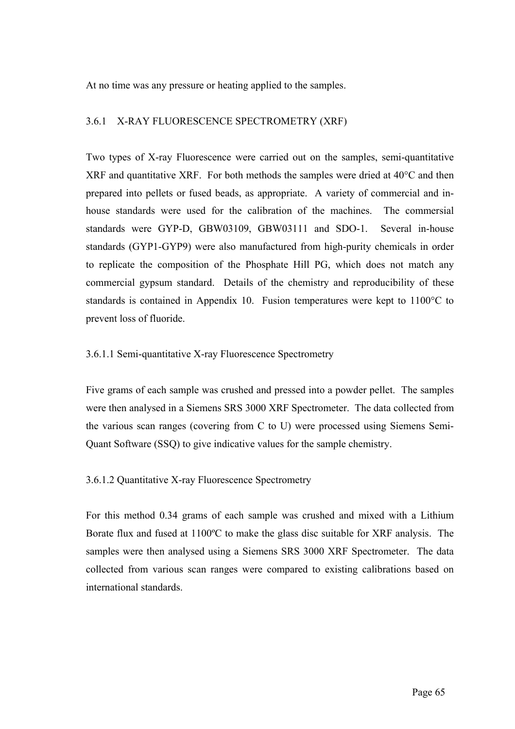At no time was any pressure or heating applied to the samples.

### 3.6.1 X-RAY FLUORESCENCE SPECTROMETRY (XRF)

Two types of X-ray Fluorescence were carried out on the samples, semi-quantitative XRF and quantitative XRF. For both methods the samples were dried at 40°C and then prepared into pellets or fused beads, as appropriate. A variety of commercial and in-house standards were used for the calibration of the machines. The commersial standards were GYP-D, GBW03109, GBW03111 and SDO-1. Several in-house standards (GYP1-GYP9) were also manufactured from high-purity chemicals in order to replicate the composition of the Phosphate Hill PG, which does not match any commercial gypsum standard. Details of the chemistry and reproducibility of these standards is contained in Appendix 10. Fusion temperatures were kept to 1100°C to prevent loss of fluoride.

#### 3.6.1.1 Semi-quantitative X-ray Fluorescence Spectrometry

Five grams of each sample was crushed and pressed into a powder pellet. The samples were then analysed in a Siemens SRS 3000 XRF Spectrometer. The data collected from the various scan ranges (covering from C to U) were processed using Siemens Semi-Quant Software (SSQ) to give indicative values for the sample chemistry.

#### 3.6.1.2 Quantitative X-ray Fluorescence Spectrometry

For this method 0.34 grams of each sample was crushed and mixed with a Lithium Borate flux and fused at 1100ºC to make the glass disc suitable for XRF analysis. The samples were then analysed using a Siemens SRS 3000 XRF Spectrometer. The data collected from various scan ranges were compared to existing calibrations based on international standards.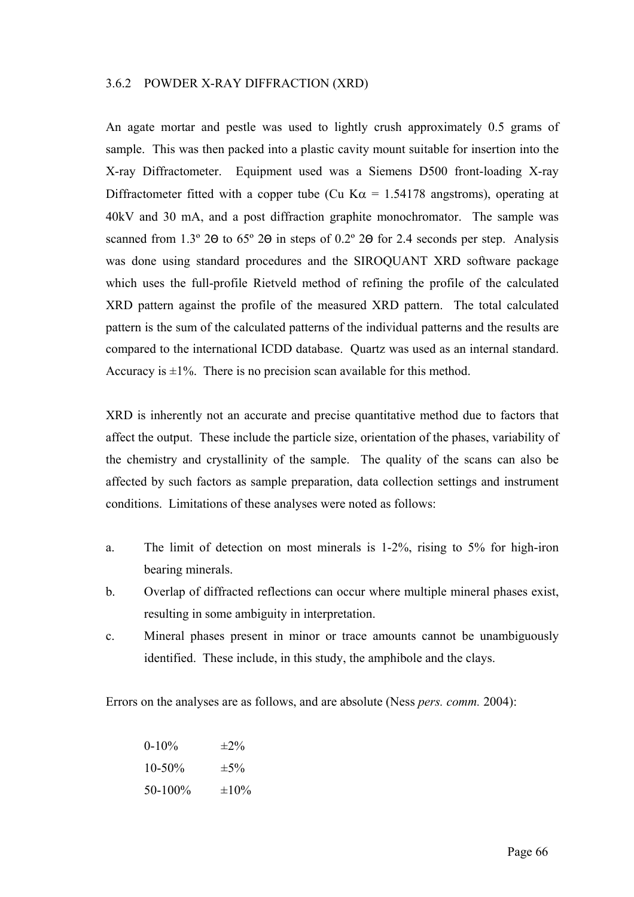### 3.6.2 POWDER X-RAY DIFFRACTION (XRD)

An agate mortar and pestle was used to lightly crush approximately 0.5 grams of sample. This was then packed into a plastic cavity mount suitable for insertion into the X-ray Diffractometer. Equipment used was a Siemens D500 front-loading X-ray Diffractometer fitted with a copper tube (Cu K$\alpha$ = 1.54178 angstroms), operating at 40kV and 30 mA, and a post diffraction graphite monochromator. The sample was scanned from 1.3º 2Θ to 65º 2Θ in steps of 0.2º 2Θ for 2.4 seconds per step. Analysis was done using standard procedures and the SIROQUANT XRD software package which uses the full-profile Rietveld method of refining the profile of the calculated XRD pattern against the profile of the measured XRD pattern. The total calculated pattern is the sum of the calculated patterns of the individual patterns and the results are compared to the international ICDD database. Quartz was used as an internal standard. Accuracy is ±1%. There is no precision scan available for this method.

XRD is inherently not an accurate and precise quantitative method due to factors that affect the output. These include the particle size, orientation of the phases, variability of the chemistry and crystallinity of the sample. The quality of the scans can also be affected by such factors as sample preparation, data collection settings and instrument conditions. Limitations of these analyses were noted as follows:

a. The limit of detection on most minerals is 1-2%, rising to 5% for high-iron bearing minerals.

b. Overlap of diffracted reflections can occur where multiple mineral phases exist, resulting in some ambiguity in interpretation.

c. Mineral phases present in minor or trace amounts cannot be unambiguously identified. These include, in this study, the amphibole and the clays.

Errors on the analyses are as follows, and are absolute (Ness *pers. comm.* 2004):

| | |
|---|---|
| 0-10% | ±2% |
| 10-50% | ±5% |
| 50-100% | ±10% |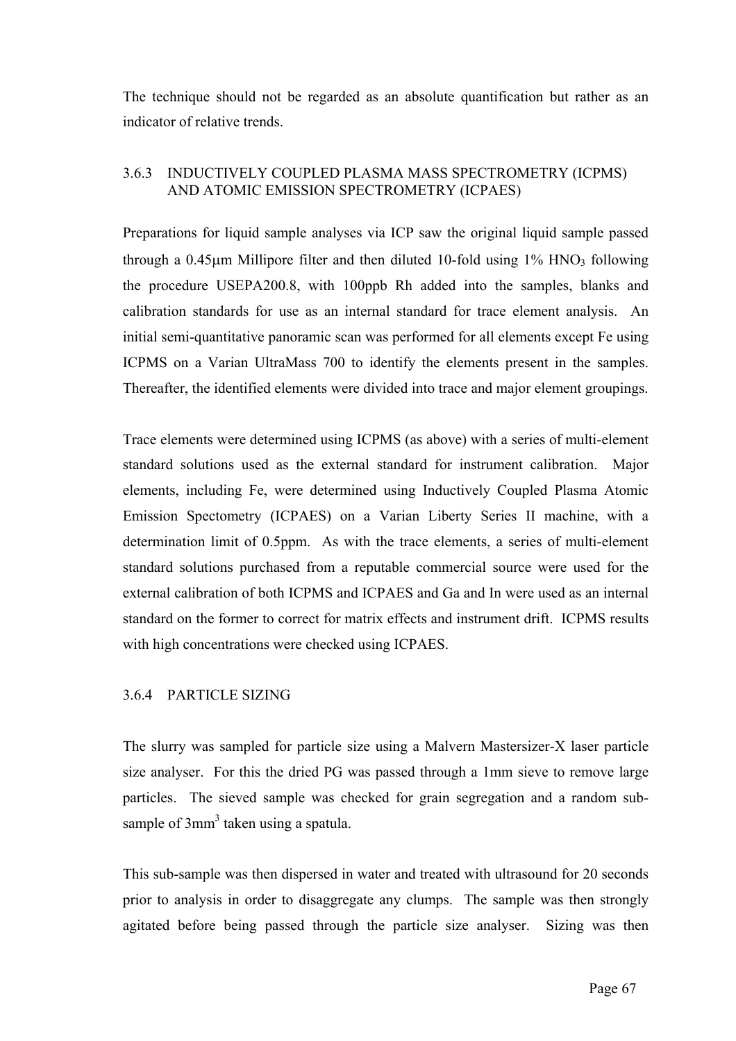The technique should not be regarded as an absolute quantification but rather as an indicator of relative trends.

### 3.6.3 INDUCTIVELY COUPLED PLASMA MASS SPECTROMETRY (ICPMS) AND ATOMIC EMISSION SPECTROMETRY (ICPAES)

Preparations for liquid sample analyses via ICP saw the original liquid sample passed through a 0.45μm Millipore filter and then diluted 10-fold using 1% $HNO_3$ following the procedure USEPA200.8, with 100ppb Rh added into the samples, blanks and calibration standards for use as an internal standard for trace element analysis. An initial semi-quantitative panoramic scan was performed for all elements except Fe using ICPMS on a Varian UltraMass 700 to identify the elements present in the samples. Thereafter, the identified elements were divided into trace and major element groupings.

Trace elements were determined using ICPMS (as above) with a series of multi-element standard solutions used as the external standard for instrument calibration. Major elements, including Fe, were determined using Inductively Coupled Plasma Atomic Emission Spectometry (ICPAES) on a Varian Liberty Series II machine, with a determination limit of 0.5ppm. As with the trace elements, a series of multi-element standard solutions purchased from a reputable commercial source were used for the external calibration of both ICPMS and ICPAES and Ga and In were used as an internal standard on the former to correct for matrix effects and instrument drift. ICPMS results with high concentrations were checked using ICPAES.

### 3.6.4 PARTICLE SIZING

The slurry was sampled for particle size using a Malvern Mastersizer-X laser particle size analyser. For this the dried PG was passed through a 1mm sieve to remove large particles. The sieved sample was checked for grain segregation and a random sub-sample of $3mm^3$ taken using a spatula.

This sub-sample was then dispersed in water and treated with ultrasound for 20 seconds prior to analysis in order to disaggregate any clumps. The sample was then strongly agitated before being passed through the particle size analyser. Sizing was then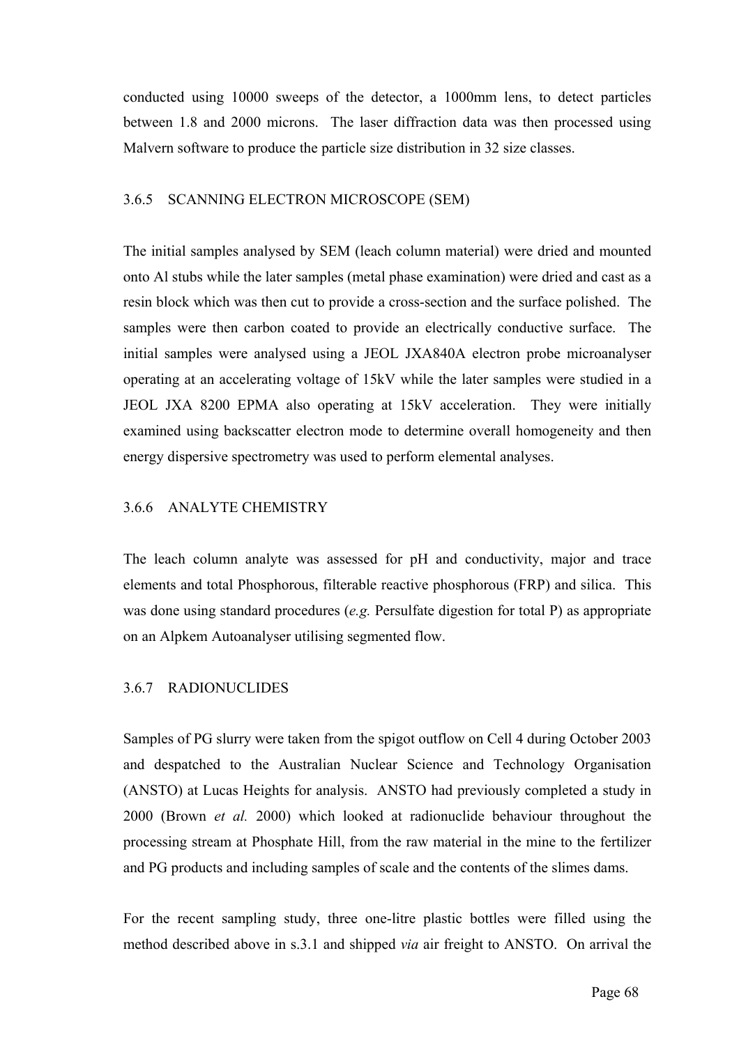conducted using 10000 sweeps of the detector, a 1000mm lens, to detect particles between 1.8 and 2000 microns. The laser diffraction data was then processed using Malvern software to produce the particle size distribution in 32 size classes.

### 3.6.5 SCANNING ELECTRON MICROSCOPE (SEM)

The initial samples analysed by SEM (leach column material) were dried and mounted onto Al stubs while the later samples (metal phase examination) were dried and cast as a resin block which was then cut to provide a cross-section and the surface polished. The samples were then carbon coated to provide an electrically conductive surface. The initial samples were analysed using a JEOL JXA840A electron probe microanalyser operating at an accelerating voltage of 15kV while the later samples were studied in a JEOL JXA 8200 EPMA also operating at 15kV acceleration. They were initially examined using backscatter electron mode to determine overall homogeneity and then energy dispersive spectrometry was used to perform elemental analyses.

### 3.6.6 ANALYTE CHEMISTRY

The leach column analyte was assessed for pH and conductivity, major and trace elements and total Phosphorous, filterable reactive phosphorous (FRP) and silica. This was done using standard procedures (*e.g.* Persulfate digestion for total P) as appropriate on an Alpkem Autoanalyser utilising segmented flow.

### 3.6.7 RADIONUCLIDES

Samples of PG slurry were taken from the spigot outflow on Cell 4 during October 2003 and despatched to the Australian Nuclear Science and Technology Organisation (ANSTO) at Lucas Heights for analysis. ANSTO had previously completed a study in 2000 (Brown *et al.* 2000) which looked at radionuclide behaviour throughout the processing stream at Phosphate Hill, from the raw material in the mine to the fertilizer and PG products and including samples of scale and the contents of the slimes dams.

For the recent sampling study, three one-litre plastic bottles were filled using the method described above in s.3.1 and shipped *via* air freight to ANSTO. On arrival the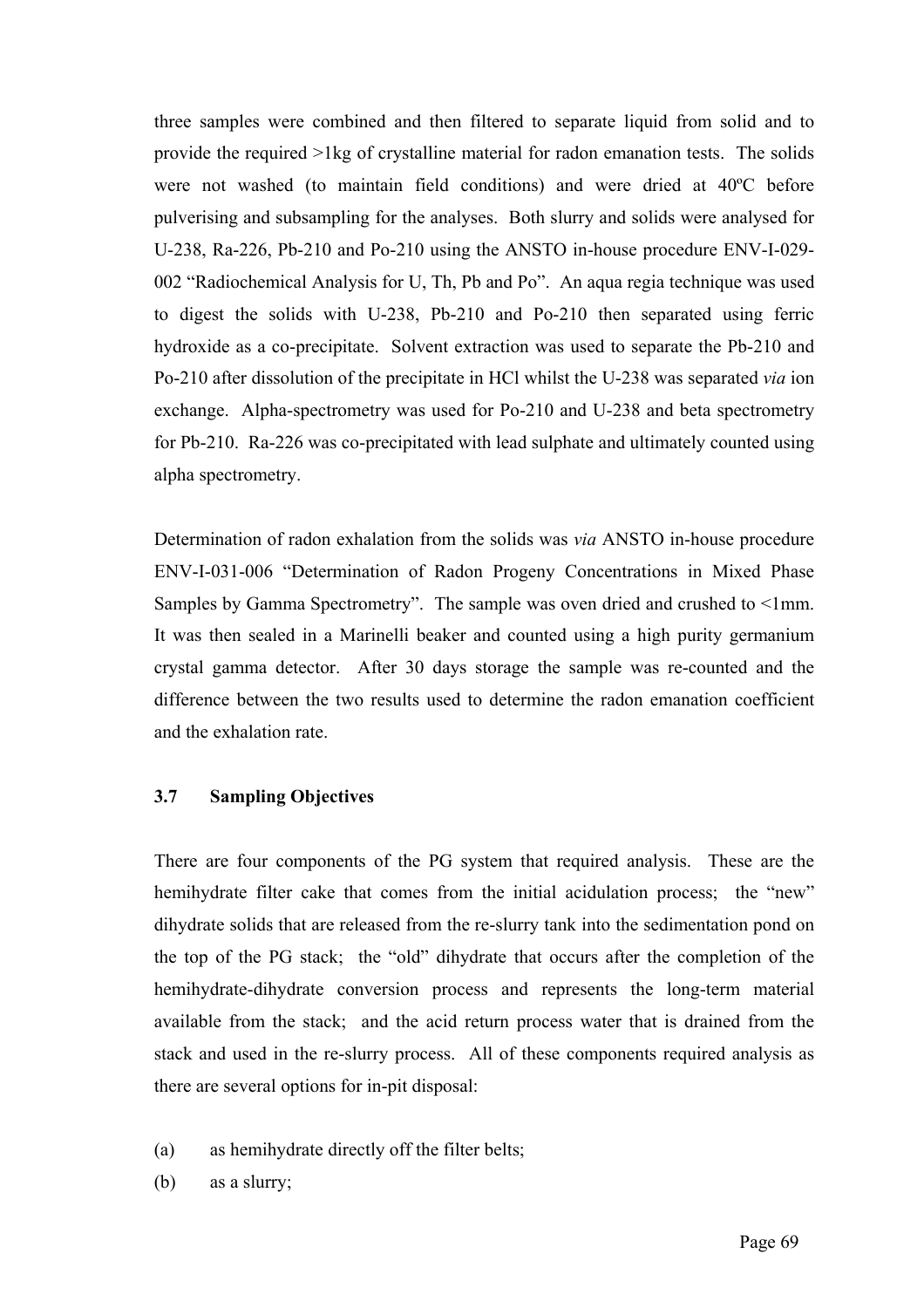three samples were combined and then filtered to separate liquid from solid and to provide the required >1kg of crystalline material for radon emanation tests. The solids were not washed (to maintain field conditions) and were dried at 40ºC before pulverising and subsampling for the analyses. Both slurry and solids were analysed for U-238, Ra-226, Pb-210 and Po-210 using the ANSTO in-house procedure ENV-I-029-002 "Radiochemical Analysis for U, Th, Pb and Po". An aqua regia technique was used to digest the solids with U-238, Pb-210 and Po-210 then separated using ferric hydroxide as a co-precipitate. Solvent extraction was used to separate the Pb-210 and Po-210 after dissolution of the precipitate in HCl whilst the U-238 was separated *via* ion exchange. Alpha-spectrometry was used for Po-210 and U-238 and beta spectrometry for Pb-210. Ra-226 was co-precipitated with lead sulphate and ultimately counted using alpha spectrometry.

Determination of radon exhalation from the solids was *via* ANSTO in-house procedure ENV-I-031-006 "Determination of Radon Progeny Concentrations in Mixed Phase Samples by Gamma Spectrometry". The sample was oven dried and crushed to <1mm. It was then sealed in a Marinelli beaker and counted using a high purity germanium crystal gamma detector. After 30 days storage the sample was re-counted and the difference between the two results used to determine the radon emanation coefficient and the exhalation rate.

### 3.7 Sampling Objectives

There are four components of the PG system that required analysis. These are the hemihydrate filter cake that comes from the initial acidulation process; the "new" dihydrate solids that are released from the re-slurry tank into the sedimentation pond on the top of the PG stack; the "old" dihydrate that occurs after the completion of the hemihydrate-dihydrate conversion process and represents the long-term material available from the stack; and the acid return process water that is drained from the stack and used in the re-slurry process. All of these components required analysis as there are several options for in-pit disposal:

(a) as hemihydrate directly off the filter belts;

(b) as a slurry;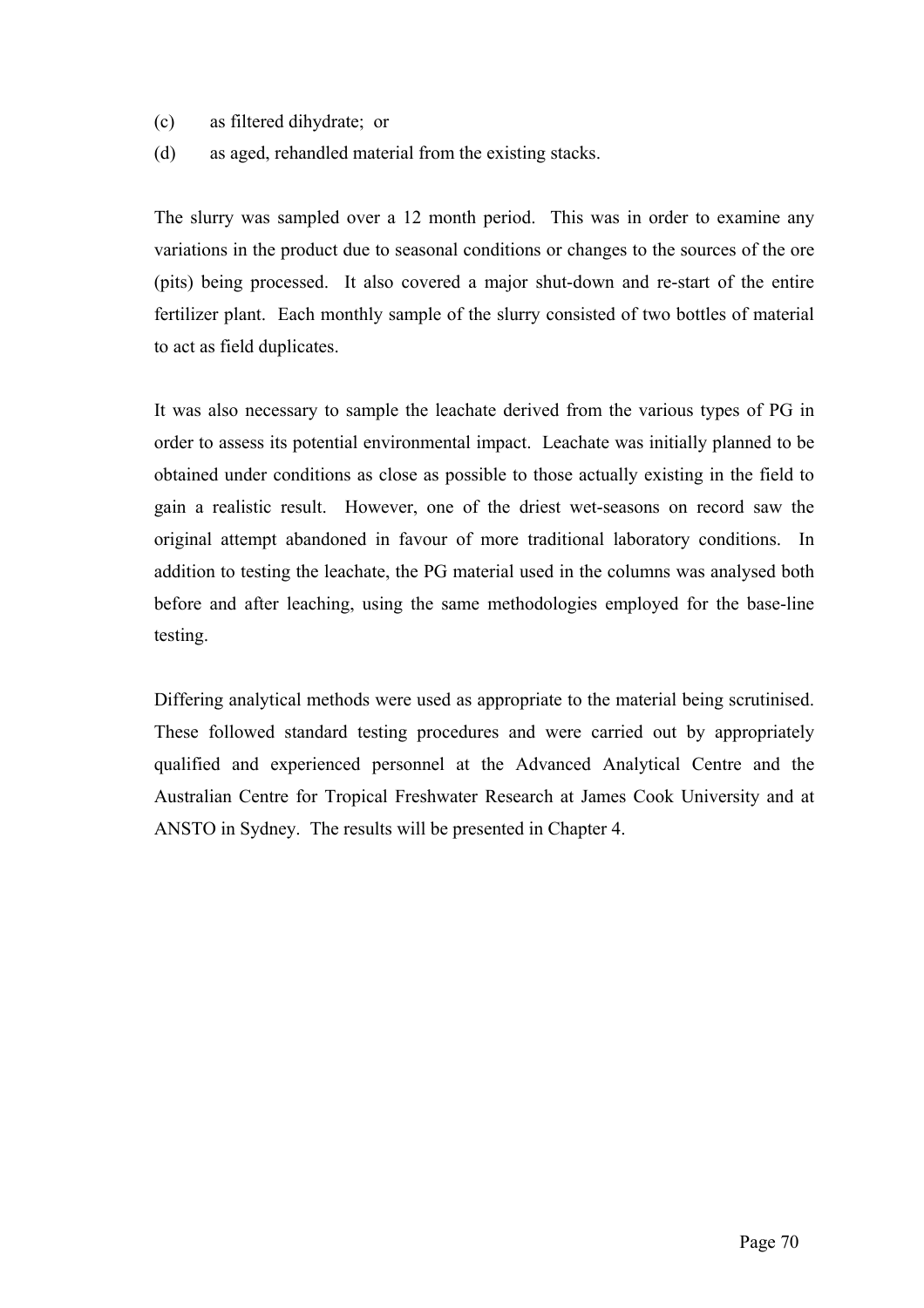(c) as filtered dihydrate; or

(d) as aged, rehandled material from the existing stacks.

The slurry was sampled over a 12 month period. This was in order to examine any variations in the product due to seasonal conditions or changes to the sources of the ore (pits) being processed. It also covered a major shut-down and re-start of the entire fertilizer plant. Each monthly sample of the slurry consisted of two bottles of material to act as field duplicates.

It was also necessary to sample the leachate derived from the various types of PG in order to assess its potential environmental impact. Leachate was initially planned to be obtained under conditions as close as possible to those actually existing in the field to gain a realistic result. However, one of the driest wet-seasons on record saw the original attempt abandoned in favour of more traditional laboratory conditions. In addition to testing the leachate, the PG material used in the columns was analysed both before and after leaching, using the same methodologies employed for the base-line testing.

Differing analytical methods were used as appropriate to the material being scrutinised. These followed standard testing procedures and were carried out by appropriately qualified and experienced personnel at the Advanced Analytical Centre and the Australian Centre for Tropical Freshwater Research at James Cook University and at ANSTO in Sydney. The results will be presented in Chapter 4.